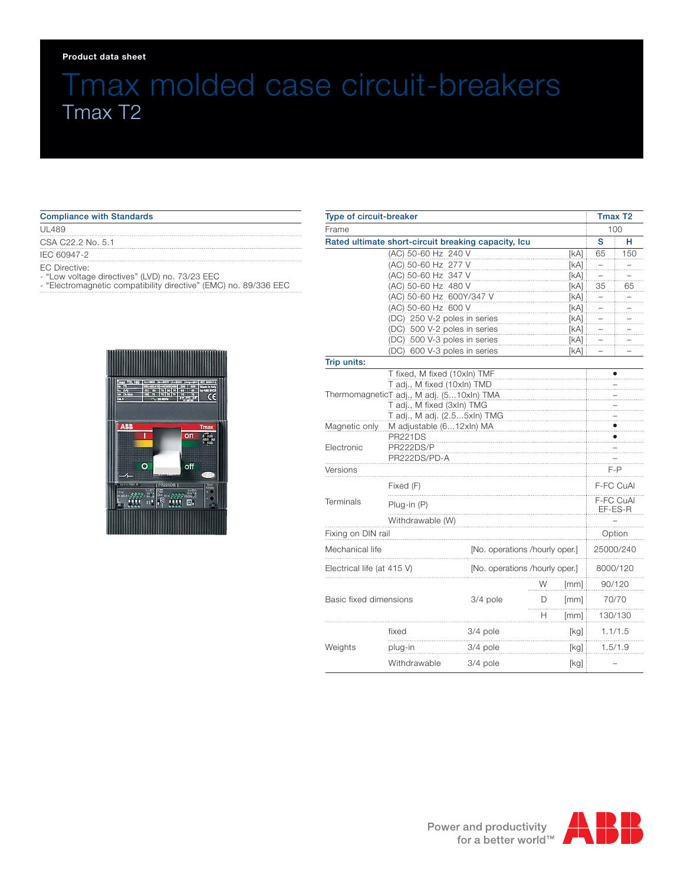Product data sheet

# Tmax molded case circuit-breakers

## Tmax T2

| Compliance with Standards |
|---|
| UL489 |
| CSA C22.2 No. 5.1 |
| IEC 60947-2 |
| EC Directive:<br>- “Low voltage directives” (LVD) no. 73/23 EEC<br>- “Electromagnetic compatibility directive” (EMC) no. 89/336 EEC |

| Type of circuit-breaker | | | | Tmax T2 | |
|---|---|---|---|---|---|
| Frame | | | | 100 | |
| Rated ultimate short-circuit breaking capacity, Icu | | | | S | H |
| | (AC) 50-60 Hz 240 V | | [kA] | 65 | 150 |
| | (AC) 50-60 Hz 277 V | | [kA] | – | – |
| | (AC) 50-60 Hz 347 V | | [kA] | – | – |
| | (AC) 50-60 Hz 480 V | | [kA] | 35 | 65 |
| | (AC) 50-60 Hz 600Y/347 V | | [kA] | – | – |
| | (AC) 50-60 Hz 600 V | | [kA] | – | – |
| | (DC) 250 V-2 poles in series | | [kA] | – | – |
| | (DC) 500 V-2 poles in series | | [kA] | – | – |
| | (DC) 500 V-3 poles in series | | [kA] | – | – |
| | (DC) 600 V-3 poles in series | | [kA] | – | – |
| Trip units: | | | | | |
| Thermomagnetic | T fixed, M fixed (10xIn) TMF | | | • | |
| | T adj., M fixed (10xIn) TMD | | | – | |
| | T adj., M adj. (5...10xIn) TMA | | | – | |
| | T adj., M fixed (3xIn) TMG | | | – | |
| | T adj., M adj. (2.5...5xIn) TMG | | | – | |
| Magnetic only | M adjustable (6...12xIn) MA | | | • | |
| Electronic | PR221DS | | | • | |
| | PR222DS/P | | | – | |
| | PR222DS/PD-A | | | – | |
| Versions | | | | F-P | |
| Terminals | Fixed (F) | | | F-FC CuAl | |
| | Plug-in (P) | | | F-FC CuAl EF-ES-R | |
| | Withdrawable (W) | | | – | |
| Fixing on DIN rail | | | | Option | |
| Mechanical life | | [No. operations /hourly oper.] | | 25000/240 | |
| Electrical life (at 415 V) | | [No. operations /hourly oper.] | | 8000/120 | |
| Basic fixed dimensions | 3/4 pole | W | [mm] | 90/120 | |
| | | D | [mm] | 70/70 | |
| | | H | [mm] | 130/130 | |
| Weights | fixed | 3/4 pole | [kg] | 1.1/1.5 | |
| | plug-in | 3/4 pole | [kg] | 1.5/1.9 | |
| | Withdrawable | 3/4 pole | [kg] | – | |

Power and productivity for a better world™

ABB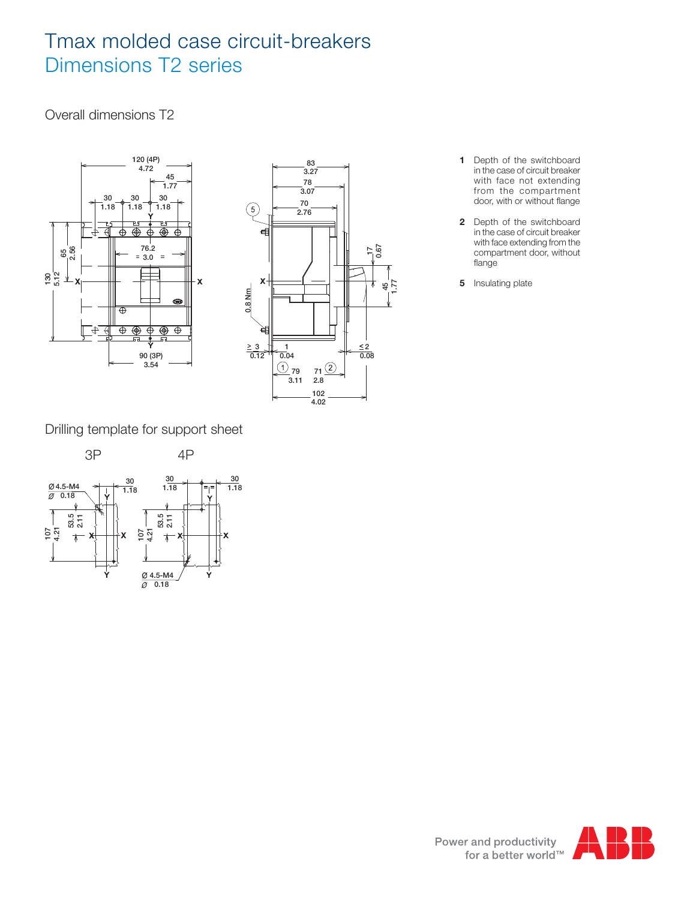# Tmax molded case circuit-breakers
## Dimensions T2 series

### Overall dimensions T2

120 (4P)
4.72
45
1.77
30
1.18
30
1.18
30
1.18
Y
65
2.56
130
5.12
X
X
76.2
= 3.0 =
Y
90 (3P)
3.54

83
3.27
78
3.07
70
2.76
5
X
0.8 Nm
17
0.67
45
1.77
≥ 3
0.12
1
0.04
≤ 2
0.08
1 79
3.11
71 2
2.8
102
4.02

**1** Depth of the switchboard in the case of circuit breaker with face not extending from the compartment door, with or without flange

**2** Depth of the switchboard in the case of circuit breaker with face extending from the compartment door, without flange

**5** Insulating plate

### Drilling template for support sheet

3P

Ø 4.5-M4
Ø 0.18
30
1.18
Y
107
4.21
53.5
2.11
X
X
Y

4P

30
1.18
30
1.18
Y
107
4.21
53.5
2.11
X
X
Ø 4.5-M4
Ø 0.18
Y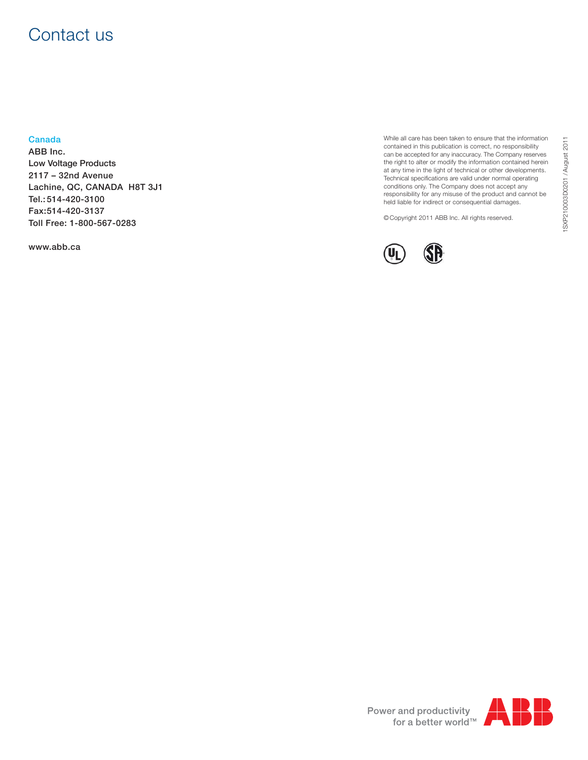# Contact us

**Canada**

ABB Inc.
Low Voltage Products
2117 – 32nd Avenue
Lachine, QC, CANADA H8T 3J1
Tel.: 514-420-3100
Fax:514-420-3137
Toll Free: 1-800-567-0283

www.abb.ca

While all care has been taken to ensure that the information contained in this publication is correct, no responsibility can be accepted for any inaccuracy. The Company reserves the right to alter or modify the information contained herein at any time in the light of technical or other developments. Technical specifications are valid under normal operating conditions only. The Company does not accept any responsibility for any misuse of the product and cannot be held liable for indirect or consequential damages.

© Copyright 2011 ABB Inc. All rights reserved.

1SXP210003D0201 / August 2011

Power and productivity for a better world™